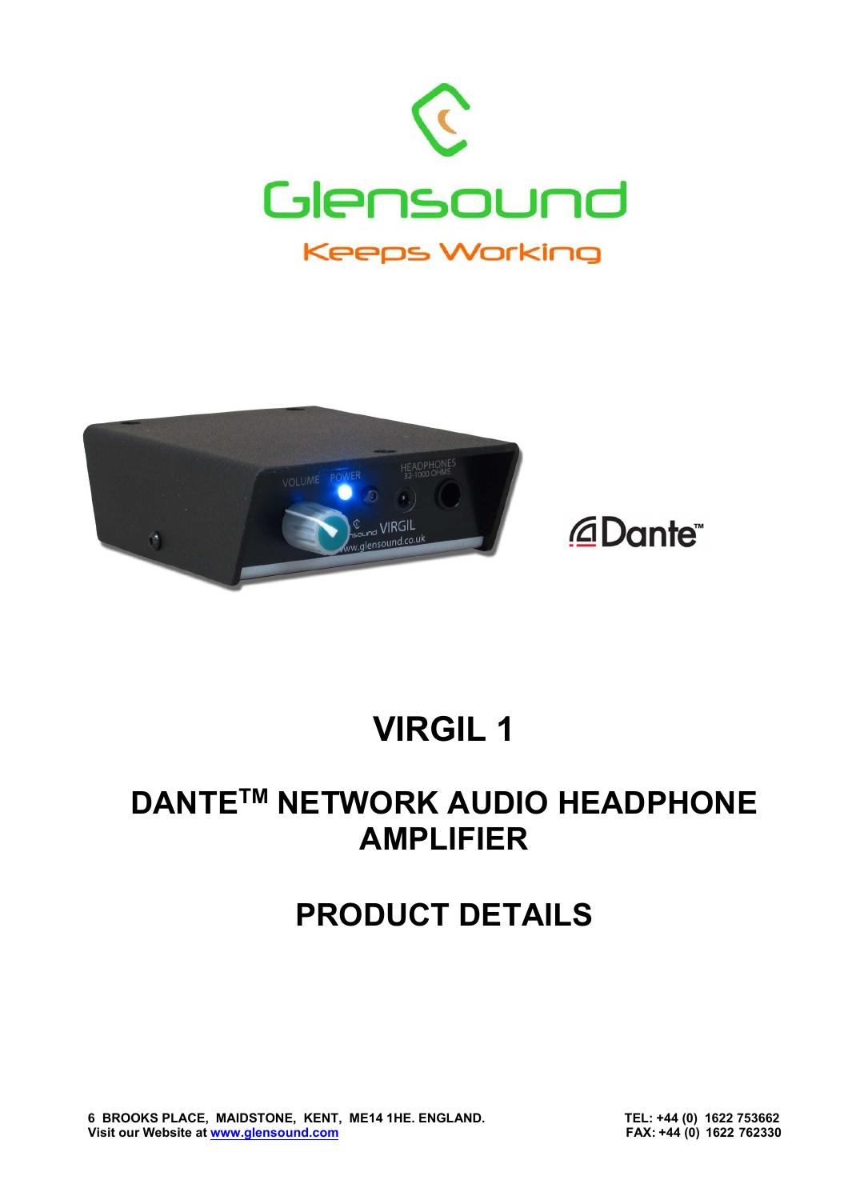Glensound

Keeps Working

Dante™

# VIRGIL 1

# DANTE[TM] NETWORK AUDIO HEADPHONE AMPLIFIER

# PRODUCT DETAILS

**6 BROOKS PLACE, MAIDSTONE, KENT, ME14 1HE. ENGLAND.**
**Visit our Website at www.glensound.com**

**TEL: +44 (0) 1622 753662**
**FAX: +44 (0) 1622 762330**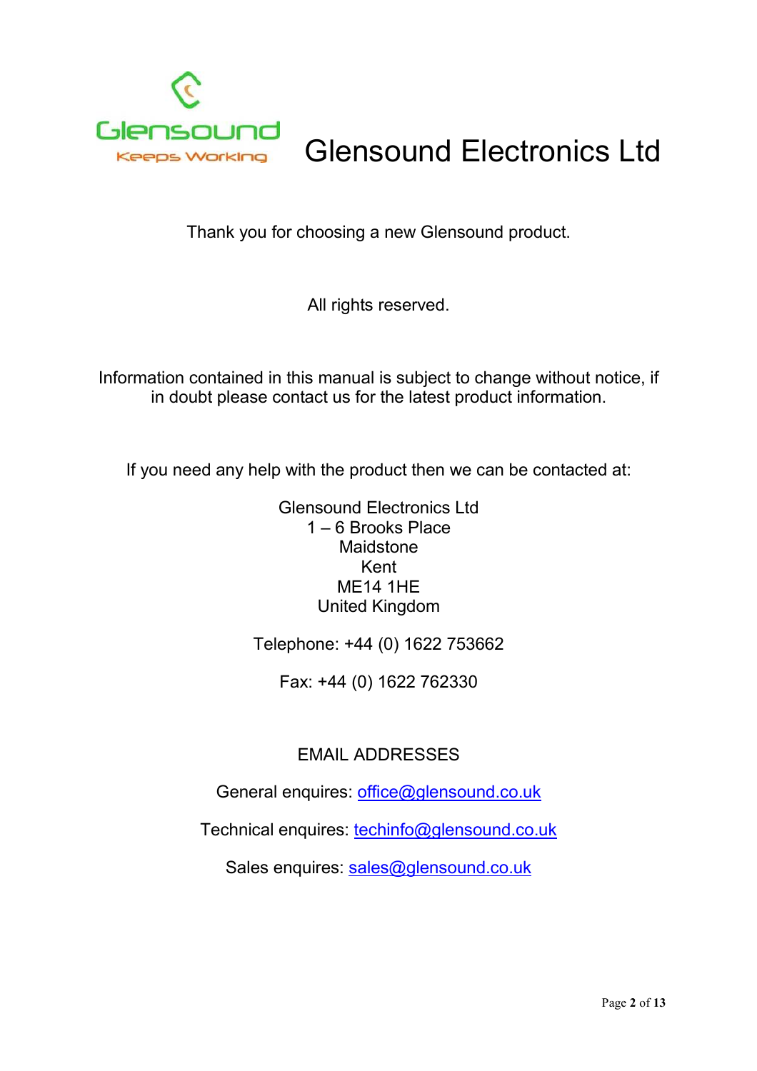Glensound

Keeps Working

# Glensound Electronics Ltd

Thank you for choosing a new Glensound product.

All rights reserved.

Information contained in this manual is subject to change without notice, if in doubt please contact us for the latest product information.

If you need any help with the product then we can be contacted at:

Glensound Electronics Ltd
1 – 6 Brooks Place
Maidstone
Kent
ME14 1HE
United Kingdom

Telephone: +44 (0) 1622 753662

Fax: +44 (0) 1622 762330

EMAIL ADDRESSES

General enquires: office@glensound.co.uk

Technical enquires: techinfo@glensound.co.uk

Sales enquires: sales@glensound.co.uk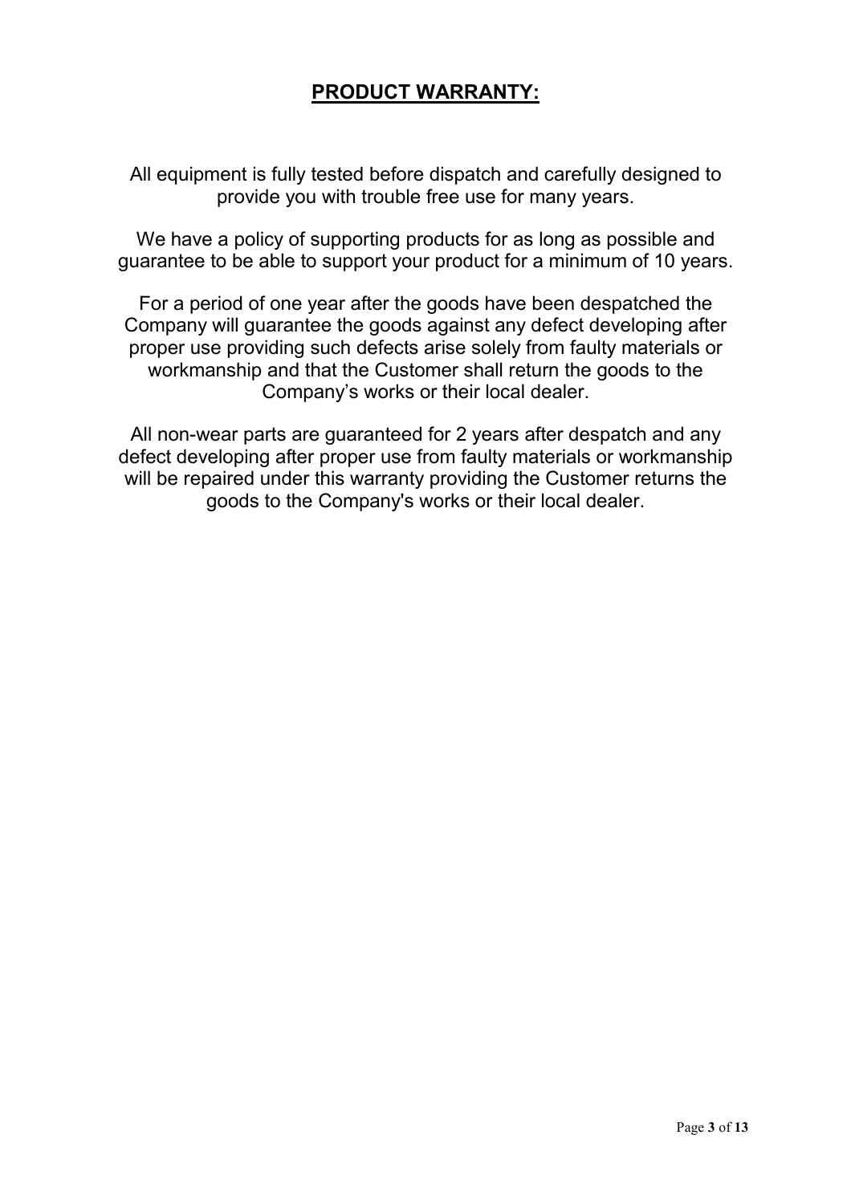## PRODUCT WARRANTY:

All equipment is fully tested before dispatch and carefully designed to provide you with trouble free use for many years.

We have a policy of supporting products for as long as possible and guarantee to be able to support your product for a minimum of 10 years.

For a period of one year after the goods have been despatched the Company will guarantee the goods against any defect developing after proper use providing such defects arise solely from faulty materials or workmanship and that the Customer shall return the goods to the Company's works or their local dealer.

All non-wear parts are guaranteed for 2 years after despatch and any defect developing after proper use from faulty materials or workmanship will be repaired under this warranty providing the Customer returns the goods to the Company's works or their local dealer.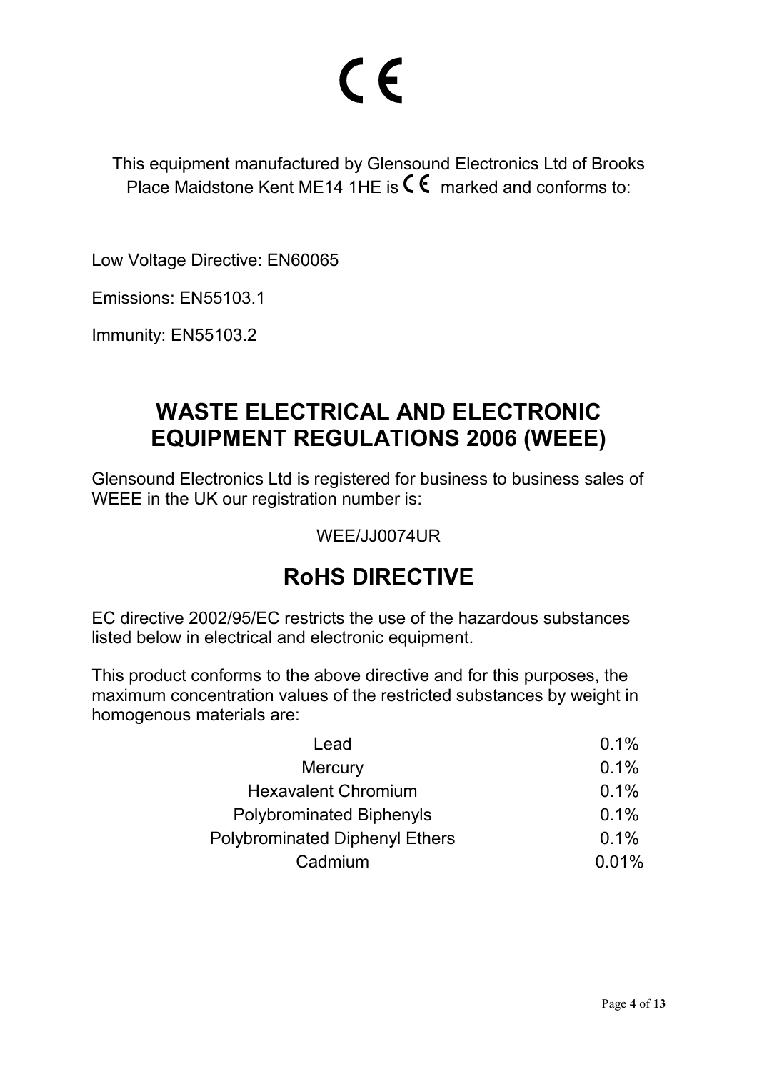# CE

This equipment manufactured by Glensound Electronics Ltd of Brooks Place Maidstone Kent ME14 1HE is CE marked and conforms to:

Low Voltage Directive: EN60065

Emissions: EN55103.1

Immunity: EN55103.2

## WASTE ELECTRICAL AND ELECTRONIC EQUIPMENT REGULATIONS 2006 (WEEE)

Glensound Electronics Ltd is registered for business to business sales of WEEE in the UK our registration number is:

WEE/JJ0074UR

## RoHS DIRECTIVE

EC directive 2002/95/EC restricts the use of the hazardous substances listed below in electrical and electronic equipment.

This product conforms to the above directive and for this purposes, the maximum concentration values of the restricted substances by weight in homogenous materials are:

| Substance | Maximum concentration |
|---|---|
| Lead | 0.1% |
| Mercury | 0.1% |
| Hexavalent Chromium | 0.1% |
| Polybrominated Biphenyls | 0.1% |
| Polybrominated Diphenyl Ethers | 0.1% |
| Cadmium | 0.01% |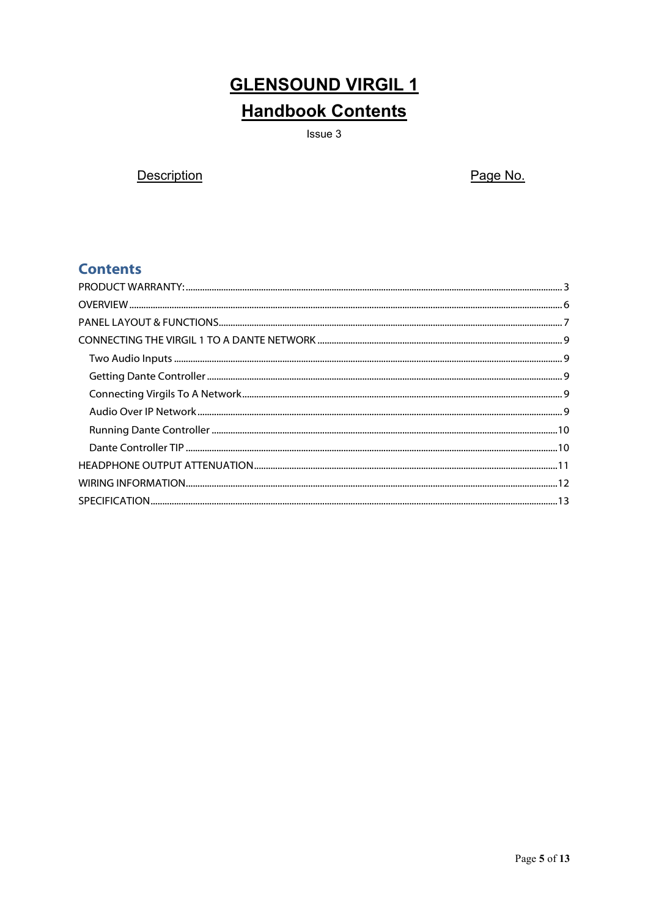# GLENSOUND VIRGIL 1

## Handbook Contents

Issue 3

| Description | Page No. |
|---|---|

## Contents

| | |
|---|---|
| PRODUCT WARRANTY: | 3 |
| OVERVIEW | 6 |
| PANEL LAYOUT & FUNCTIONS | 7 |
| CONNECTING THE VIRGIL 1 TO A DANTE NETWORK | 9 |
| Two Audio Inputs | 9 |
| Getting Dante Controller | 9 |
| Connecting Virgils To A Network | 9 |
| Audio Over IP Network | 9 |
| Running Dante Controller | 10 |
| Dante Controller TIP | 10 |
| HEADPHONE OUTPUT ATTENUATION | 11 |
| WIRING INFORMATION | 12 |
| SPECIFICATION | 13 |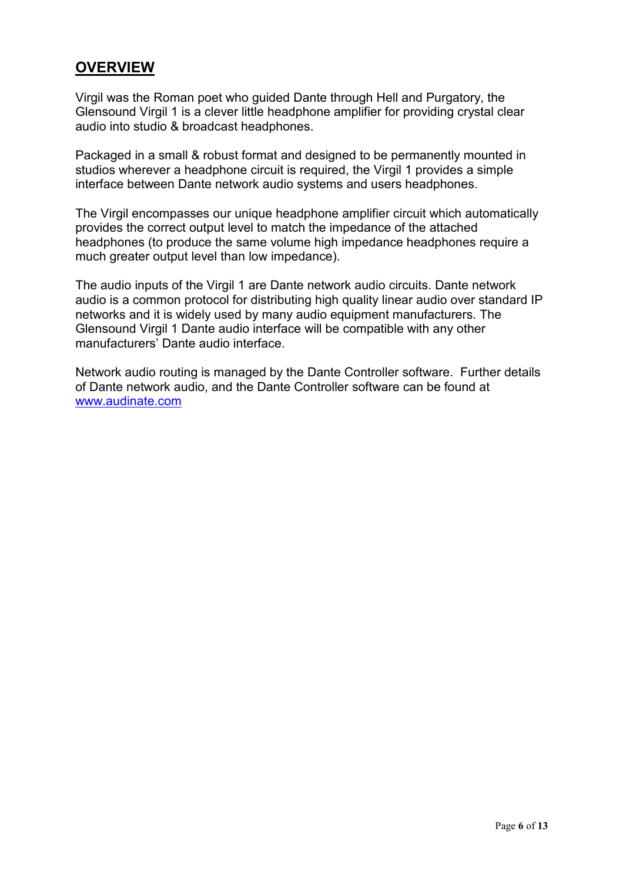## OVERVIEW

Virgil was the Roman poet who guided Dante through Hell and Purgatory, the Glensound Virgil 1 is a clever little headphone amplifier for providing crystal clear audio into studio & broadcast headphones.

Packaged in a small & robust format and designed to be permanently mounted in studios wherever a headphone circuit is required, the Virgil 1 provides a simple interface between Dante network audio systems and users headphones.

The Virgil encompasses our unique headphone amplifier circuit which automatically provides the correct output level to match the impedance of the attached headphones (to produce the same volume high impedance headphones require a much greater output level than low impedance).

The audio inputs of the Virgil 1 are Dante network audio circuits. Dante network audio is a common protocol for distributing high quality linear audio over standard IP networks and it is widely used by many audio equipment manufacturers. The Glensound Virgil 1 Dante audio interface will be compatible with any other manufacturers' Dante audio interface.

Network audio routing is managed by the Dante Controller software. Further details of Dante network audio, and the Dante Controller software can be found at [www.audinate.com](http://www.audinate.com)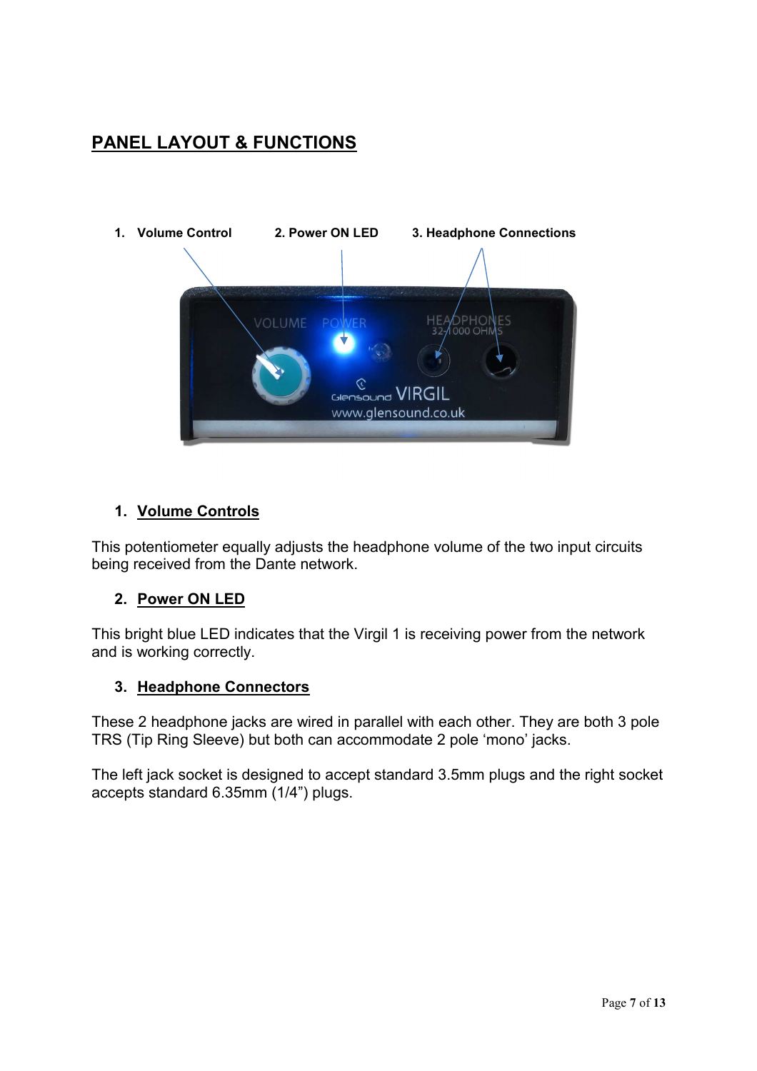## PANEL LAYOUT & FUNCTIONS

1. Volume Control  2. Power ON LED  3. Headphone Connections

1. **Volume Controls**

This potentiometer equally adjusts the headphone volume of the two input circuits being received from the Dante network.

2. **Power ON LED**

This bright blue LED indicates that the Virgil 1 is receiving power from the network and is working correctly.

3. **Headphone Connectors**

These 2 headphone jacks are wired in parallel with each other. They are both 3 pole TRS (Tip Ring Sleeve) but both can accommodate 2 pole 'mono' jacks.

The left jack socket is designed to accept standard 3.5mm plugs and the right socket accepts standard 6.35mm (1/4") plugs.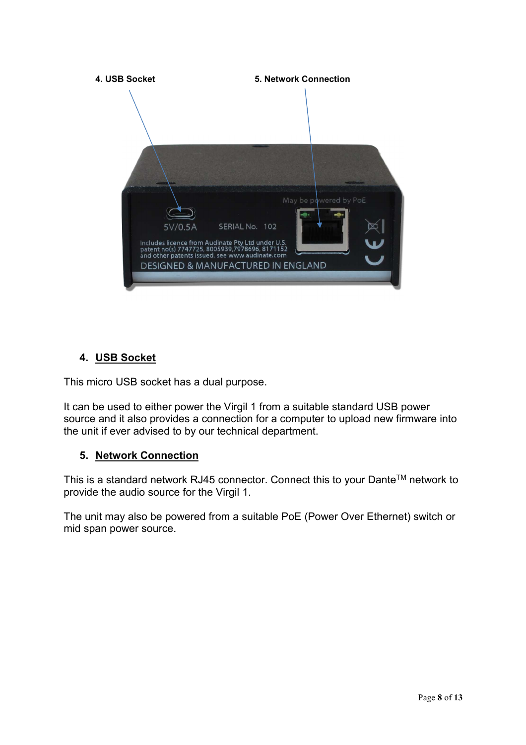4. USB Socket

5. Network Connection

## 4. USB Socket

This micro USB socket has a dual purpose.

It can be used to either power the Virgil 1 from a suitable standard USB power source and it also provides a connection for a computer to upload new firmware into the unit if ever advised to by our technical department.

## 5. Network Connection

This is a standard network RJ45 connector. Connect this to your Dante[TM] network to provide the audio source for the Virgil 1.

The unit may also be powered from a suitable PoE (Power Over Ethernet) switch or mid span power source.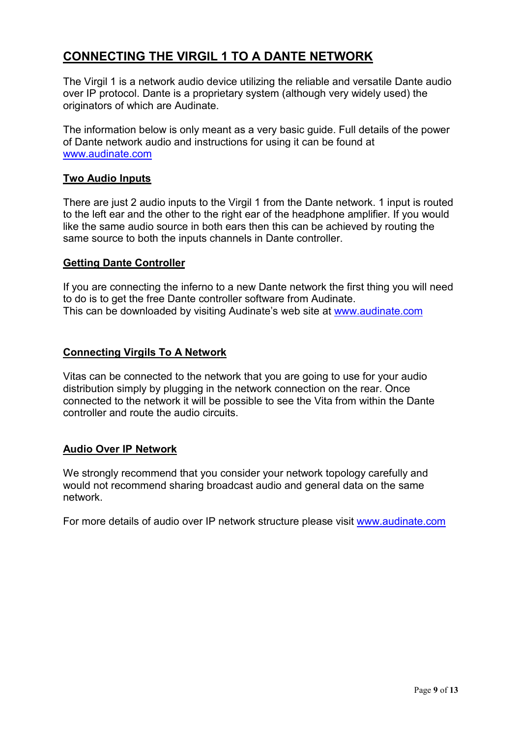# CONNECTING THE VIRGIL 1 TO A DANTE NETWORK

The Virgil 1 is a network audio device utilizing the reliable and versatile Dante audio over IP protocol. Dante is a proprietary system (although very widely used) the originators of which are Audinate.

The information below is only meant as a very basic guide. Full details of the power of Dante network audio and instructions for using it can be found at www.audinate.com

## Two Audio Inputs

There are just 2 audio inputs to the Virgil 1 from the Dante network. 1 input is routed to the left ear and the other to the right ear of the headphone amplifier. If you would like the same audio source in both ears then this can be achieved by routing the same source to both the inputs channels in Dante controller.

## Getting Dante Controller

If you are connecting the inferno to a new Dante network the first thing you will need to do is to get the free Dante controller software from Audinate.
This can be downloaded by visiting Audinate's web site at www.audinate.com

## Connecting Virgils To A Network

Vitas can be connected to the network that you are going to use for your audio distribution simply by plugging in the network connection on the rear. Once connected to the network it will be possible to see the Vita from within the Dante controller and route the audio circuits.

## Audio Over IP Network

We strongly recommend that you consider your network topology carefully and would not recommend sharing broadcast audio and general data on the same network.

For more details of audio over IP network structure please visit www.audinate.com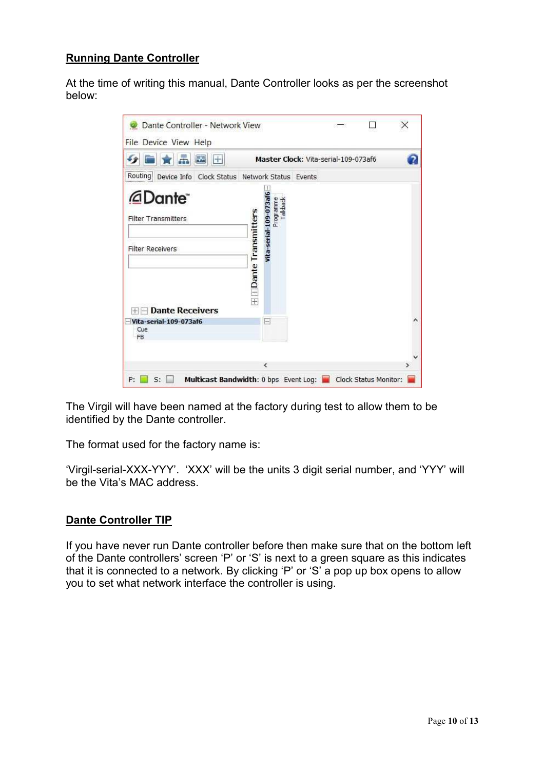## Running Dante Controller

At the time of writing this manual, Dante Controller looks as per the screenshot below:

The Virgil will have been named at the factory during test to allow them to be identified by the Dante controller.

The format used for the factory name is:

'Virgil-serial-XXX-YYY'. 'XXX' will be the units 3 digit serial number, and 'YYY' will be the Vita's MAC address.

## Dante Controller TIP

If you have never run Dante controller before then make sure that on the bottom left of the Dante controllers' screen 'P' or 'S' is next to a green square as this indicates that it is connected to a network. By clicking 'P' or 'S' a pop up box opens to allow you to set what network interface the controller is using.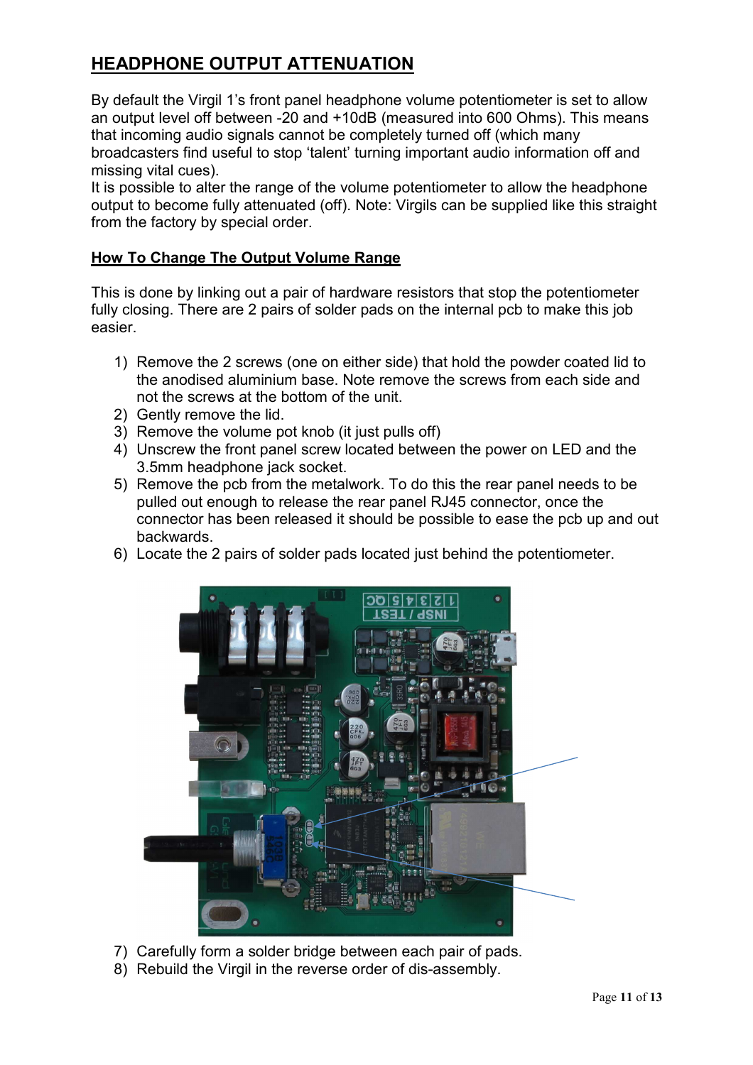## HEADPHONE OUTPUT ATTENUATION

By default the Virgil 1's front panel headphone volume potentiometer is set to allow an output level off between -20 and +10dB (measured into 600 Ohms). This means that incoming audio signals cannot be completely turned off (which many broadcasters find useful to stop 'talent' turning important audio information off and missing vital cues).
It is possible to alter the range of the volume potentiometer to allow the headphone output to become fully attenuated (off). Note: Virgils can be supplied like this straight from the factory by special order.

### How To Change The Output Volume Range

This is done by linking out a pair of hardware resistors that stop the potentiometer fully closing. There are 2 pairs of solder pads on the internal pcb to make this job easier.

1) Remove the 2 screws (one on either side) that hold the powder coated lid to the anodised aluminium base. Note remove the screws from each side and not the screws at the bottom of the unit.
2) Gently remove the lid.
3) Remove the volume pot knob (it just pulls off)
4) Unscrew the front panel screw located between the power on LED and the 3.5mm headphone jack socket.
5) Remove the pcb from the metalwork. To do this the rear panel needs to be pulled out enough to release the rear panel RJ45 connector, once the connector has been released it should be possible to ease the pcb up and out backwards.
6) Locate the 2 pairs of solder pads located just behind the potentiometer.
7) Carefully form a solder bridge between each pair of pads.
8) Rebuild the Virgil in the reverse order of dis-assembly.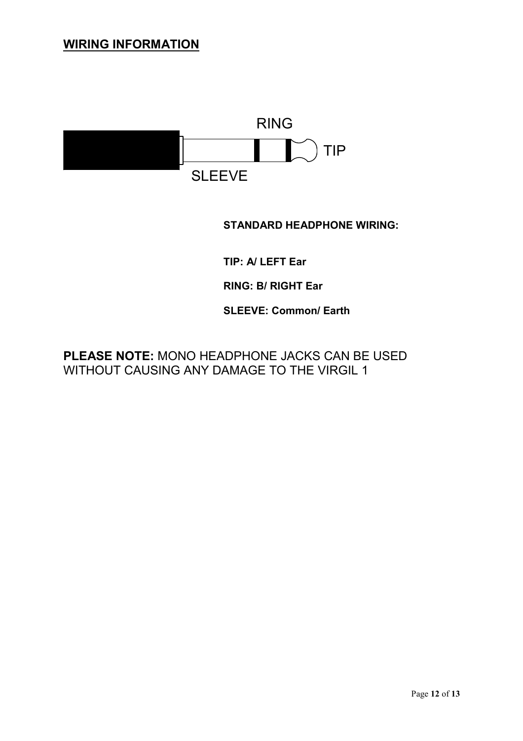## WIRING INFORMATION

RING

TIP

SLEEVE

**STANDARD HEADPHONE WIRING:**

**TIP: A/ LEFT Ear**

**RING: B/ RIGHT Ear**

**SLEEVE: Common/ Earth**

**PLEASE NOTE:** MONO HEADPHONE JACKS CAN BE USED WITHOUT CAUSING ANY DAMAGE TO THE VIRGIL 1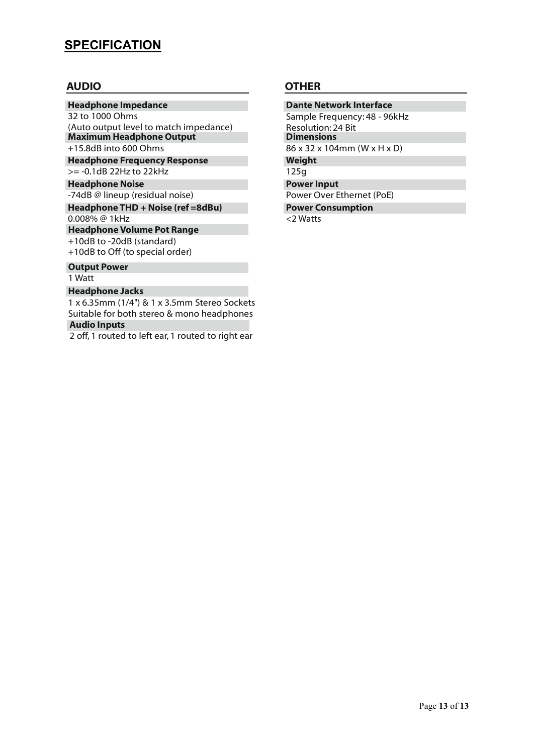# SPECIFICATION

## AUDIO

**Headphone Impedance**

32 to 1000 Ohms
(Auto output level to match impedance)

**Maximum Headphone Output**

+15.8dB into 600 Ohms

**Headphone Frequency Response**

>= -0.1dB 22Hz to 22kHz

**Headphone Noise**

-74dB @ lineup (residual noise)

**Headphone THD + Noise (ref =8dBu)**

0.008% @ 1kHz

**Headphone Volume Pot Range**

+10dB to -20dB (standard)
+10dB to Off (to special order)

**Output Power**

1 Watt

**Headphone Jacks**

1 x 6.35mm (1/4") & 1 x 3.5mm Stereo Sockets
Suitable for both stereo & mono headphones

**Audio Inputs**

2 off, 1 routed to left ear, 1 routed to right ear

## OTHER

**Dante Network Interface**

Sample Frequency: 48 - 96kHz
Resolution: 24 Bit

**Dimensions**

86 x 32 x 104mm (W x H x D)

**Weight**

125g

**Power Input**

Power Over Ethernet (PoE)

**Power Consumption**

<2 Watts